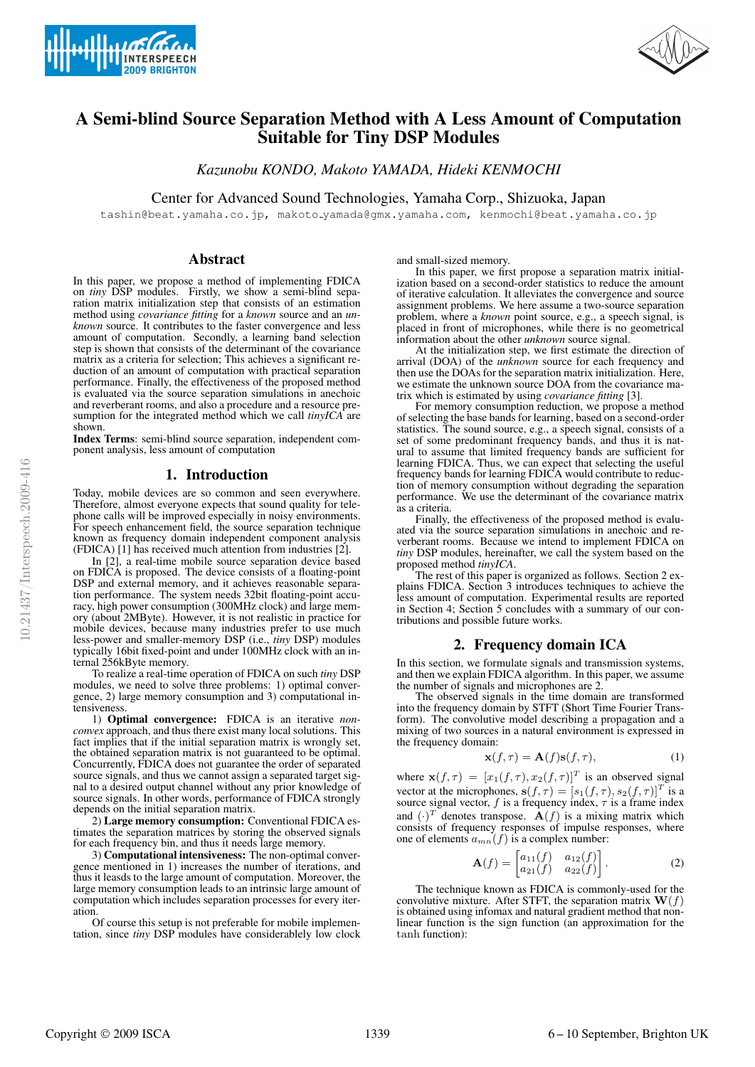# A Semi-blind Source Separation Method with A Less Amount of Computation Suitable for Tiny DSP Modules

*Kazunobu KONDO, Makoto YAMADA, Hideki KENMOCHI*

Center for Advanced Sound Technologies, Yamaha Corp., Shizuoka, Japan

tashin@beat.yamaha.co.jp, makoto_yamada@gmx.yamaha.com, kenmochi@beat.yamaha.co.jp

## Abstract

In this paper, we propose a method of implementing FDICA on *tiny* DSP modules. Firstly, we show a semi-blind separation matrix initialization step that consists of an estimation method using *covariance fitting* for a *known* source and an *unknown* source. It contributes to the faster convergence and less amount of computation. Secondly, a learning band selection step is shown that consists of the determinant of the covariance matrix as a criteria for selection; This achieves a significant reduction of an amount of computation with practical separation performance. Finally, the effectiveness of the proposed method is evaluated via the source separation simulations in anechoic and reverberant rooms, and also a procedure and a resource presumption for the integrated method which we call *tinyICA* are shown.

**Index Terms**: semi-blind source separation, independent component analysis, less amount of computation

## 1. Introduction

Today, mobile devices are so common and seen everywhere. Therefore, almost everyone expects that sound quality for telephone calls will be improved especially in noisy environments. For speech enhancement field, the source separation technique known as frequency domain independent component analysis (FDICA) [1] has received much attention from industries [2].

In [2], a real-time mobile source separation device based on FDICA is proposed. The device consists of a floating-point DSP and external memory, and it achieves reasonable separation performance. The system needs 32bit floating-point accuracy, high power consumption (300MHz clock) and large memory (about 2MByte). However, it is not realistic in practice for mobile devices, because many industries prefer to use much less-power and smaller-memory DSP (i.e., *tiny* DSP) modules typically 16bit fixed-point and under 100MHz clock with an internal 256kByte memory.

To realize a real-time operation of FDICA on such *tiny* DSP modules, we need to solve three problems: 1) optimal convergence, 2) large memory consumption and 3) computational intensiveness.

1) **Optimal convergence:** FDICA is an iterative *non-convex* approach, and thus there exist many local solutions. This fact implies that if the initial separation matrix is wrongly set, the obtained separation matrix is not guaranteed to be optimal. Concurrently, FDICA does not guarantee the order of separated source signals, and thus we cannot assign a separated target signal to a desired output channel without any prior knowledge of source signals. In other words, performance of FDICA strongly depends on the initial separation matrix.

2) **Large memory consumption:** Conventional FDICA estimates the separation matrices by storing the observed signals for each frequency bin, and thus it needs large memory.

3) **Computational intensiveness:** The non-optimal convergence mentioned in 1) increases the number of iterations, and thus it leasds to the large amount of computation. Moreover, the large memory consumption leads to an intrinsic large amount of computation which includes separation processes for every iteration.

Of course this setup is not preferable for mobile implementation, since *tiny* DSP modules have considerablely low clock and small-sized memory.

In this paper, we first propose a separation matrix initialization based on a second-order statistics to reduce the amount of iterative calculation. It alleviates the convergence and source assignment problems. We here assume a two-source separation problem, where a *known* point source, e.g., a speech signal, is placed in front of microphones, while there is no geometrical information about the other *unknown* source signal.

At the initialization step, we first estimate the direction of arrival (DOA) of the *unknown* source for each frequency bin and then use the DOAs for the separation matrix initialization. Here, we estimate the unknown source DOA from the covariance matrix which is estimated by using *covariance fitting* [3].

For memory consumption reduction, we propose a method of selecting the base bands for learning, based on a second-order statistics. The sound source, e.g., a speech signal, consists of a set of some predominant frequency bands, and thus it is natural to assume that limited frequency bands are sufficient for learning FDICA. Thus, we can expect that selecting the useful frequency bands for learning FDICA would contribute to reduction of memory consumption without degrading the separation performance. We use the determinant of the covariance matrix as a criteria.

Finally, the effectiveness of the proposed method is evaluated via the source separation simulations in anechoic and reverberant rooms. Because we intend to implement FDICA on *tiny* DSP modules, hereinafter, we call the system based on the proposed method *tinyICA*.

The rest of this paper is organized as follows. Section 2 explains FDICA. Section 3 introduces techniques to achieve the less amount of computation. Experimental results are reported in Section 4; Section 5 concludes with a summary of our contributions and possible future works.

## 2. Frequency domain ICA

In this section, we formulate signals and transmission systems, and then we explain FDICA algorithm. In this paper, we assume the number of signals and microphones are 2.

The observed signals in the time domain are transformed into the frequency domain by STFT (Short Time Fourier Transform). The convolutive model describing a propagation and a mixing of two sources in a natural environment is expressed in the frequency domain:

$$\mathbf{x}(f,\tau) = \mathbf{A}(f)\mathbf{s}(f,\tau), \tag{1}$$

where $\mathbf{x}(f,\tau) = [x_1(f,\tau), x_2(f,\tau)]^T$ is an observed signal vector at the microphones, $\mathbf{s}(f,\tau) = [s_1(f,\tau), s_2(f,\tau)]^T$ is a source signal vector, $f$ is a frequency index, $\tau$ is a frame index and $(\cdot)^T$ denotes transpose. $\mathbf{A}(f)$ is a mixing matrix which consists of frequency responses of impulse responses, where one of elements $a_{mn}(f)$ is a complex number:

$$\mathbf{A}(f) = \begin{bmatrix} a_{11}(f) & a_{12}(f) \\ a_{21}(f) & a_{22}(f) \end{bmatrix}. \tag{2}$$

The technique known as FDICA is commonly-used for the convolutive mixture. After STFT, the separation matrix $\mathbf{W}(f)$ is obtained using infomax and natural gradient method that nonlinear function is the sign function (an approximation for the $\tanh$ function):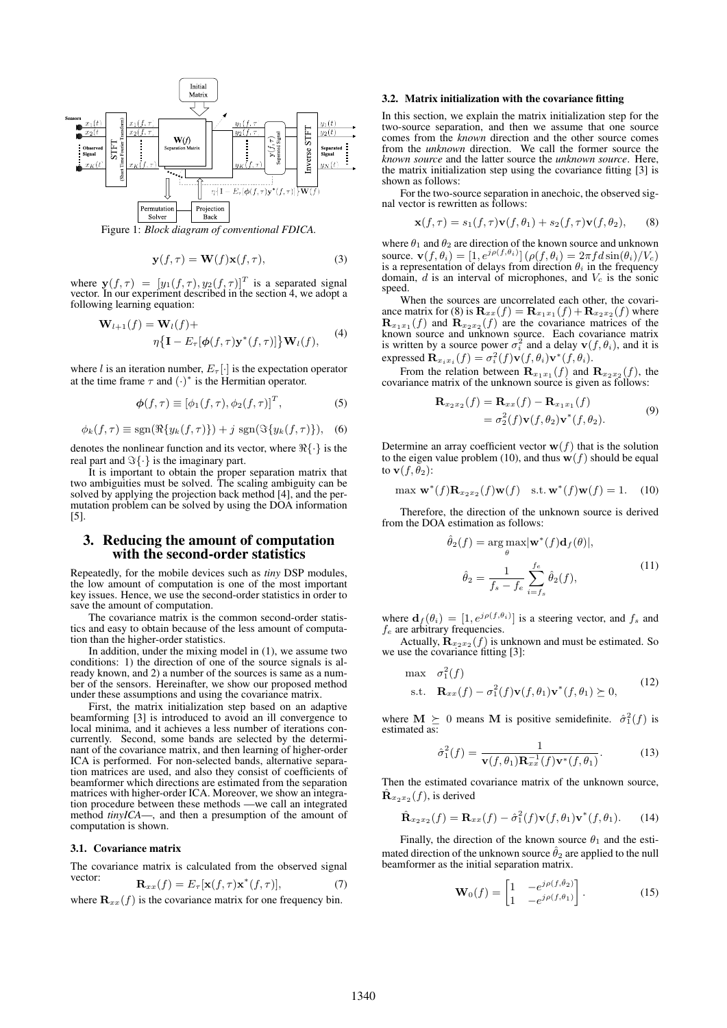Figure 1: *Block diagram of conventional FDICA.*

$$\mathbf{y}(f,\tau) = \mathbf{W}(f)\mathbf{x}(f,\tau), \tag{3}$$

where $\mathbf{y}(f,\tau) = [y_1(f,\tau), y_2(f,\tau)]^T$ is a separated signal vector. In our experiment described in the section 4, we adopt a following learning equation:

$$\mathbf{W}_{l+1}(f) = \mathbf{W}_l(f) + \eta\{\mathbf{I} - E_\tau[\boldsymbol{\phi}(f,\tau)\mathbf{y}^*(f,\tau)]\}\mathbf{W}_l(f), \tag{4}$$

where $l$ is an iteration number, $E_\tau[\cdot]$ is the expectation operator at the time frame $\tau$ and $(\cdot)^*$ is the Hermitian operator.

$$\boldsymbol{\phi}(f,\tau) \equiv [\phi_1(f,\tau), \phi_2(f,\tau)]^T, \tag{5}$$

$$\phi_k(f,\tau) \equiv \mathrm{sgn}(\Re\{y_k(f,\tau)\}) + j\ \mathrm{sgn}(\Im\{y_k(f,\tau)\}), \tag{6}$$

denotes the nonlinear function and its vector, where $\Re\{\cdot\}$ is the real part and $\Im\{\cdot\}$ is the imaginary part.

It is important to obtain the proper separation matrix that two ambiguities must be solved. The scaling ambiguity can be solved by applying the projection back method [4], and the permutation problem can be solved by using the DOA information [5].

## 3. Reducing the amount of computation with the second-order statistics

Repeatedly, for the mobile devices such as *tiny* DSP modules, the low amount of computation is one of the most important key issues. Hence, we use the second-order statistics in order to save the amount of computation.

The covariance matrix is the common second-order statistics and easy to obtain because of the less amount of computation than the higher-order statistics.

In addition, under the mixing model in (1), we assume two conditions: 1) the direction of one of the source signals is already known, and 2) a number of the sources is same as a number of the sensors. Hereinafter, we show our proposed method under these assumptions and using the covariance matrix.

First, the matrix initialization step based on an adaptive beamforming [3] is introduced to avoid an ill convergence to local minima, and it achieves a less number of iterations concurrently. Second, some bands are selected by the determinant of the covariance matrix, and then learning of higher-order ICA is performed. For non-selected bands, alternative separation matrices are used, and also they consist of coefficients of beamformer which directions are estimated from the separation matrices with higher-order ICA. Moreover, we show an integration procedure between these methods —we call an integrated method *tinyICA*—, and then a presumption of the amount of computation is shown.

### 3.1. Covariance matrix

The covariance matrix is calculated from the observed signal vector:

$$\mathbf{R}_{xx}(f) = E_\tau[\mathbf{x}(f,\tau)\mathbf{x}^*(f,\tau)], \tag{7}$$

where $\mathbf{R}_{xx}(f)$ is the covariance matrix for one frequency bin.

### 3.2. Matrix initialization with the covariance fitting

In this section, we explain the matrix initialization step for the two-source separation, and then we assume that one source comes from the *known* direction and the other source comes from the *unknown* direction. We call the former source the *known source* and the latter source the *unknown source*. Here, the matrix initialization step using the covariance fitting [3] is shown as follows:

For the two-source separation in anechoic, the observed signal vector is rewritten as follows:

$$\mathbf{x}(f,\tau) = s_1(f,\tau)\mathbf{v}(f,\theta_1) + s_2(f,\tau)\mathbf{v}(f,\theta_2), \tag{8}$$

where $\theta_1$ and $\theta_2$ are direction of the known source and unknown source. $\mathbf{v}(f,\theta_i) = [1, e^{j\rho(f,\theta_i)}]$ $(\rho(f,\theta_i) = 2\pi f d \sin(\theta_i)/V_c)$ is a representation of delays from direction $\theta_i$ in the frequency domain, $d$ is an interval of microphones, and $V_c$ is the sonic speed.

When the sources are uncorrelated each other, the covariance matrix for (8) is $\mathbf{R}_{xx}(f) = \mathbf{R}_{x_1x_1}(f) + \mathbf{R}_{x_2x_2}(f)$ where $\mathbf{R}_{x_1x_1}(f)$ and $\mathbf{R}_{x_2x_2}(f)$ are the covariance matrices of the known source and unknown source. Each covariance matrix is written by a source power $\sigma_i^2$ and a delay $\mathbf{v}(f,\theta_i)$, and it is expressed $\mathbf{R}_{x_ix_i}(f) = \sigma_i^2(f)\mathbf{v}(f,\theta_i)\mathbf{v}^*(f,\theta_i)$.

From the relation between $\mathbf{R}_{x_1x_1}(f)$ and $\mathbf{R}_{x_2x_2}(f)$, the covariance matrix of the unknown source is given as follows:

$$\begin{aligned}\mathbf{R}_{x_2x_2}(f) &= \mathbf{R}_{xx}(f) - \mathbf{R}_{x_1x_1}(f)\\ &= \sigma_2^2(f)\mathbf{v}(f,\theta_2)\mathbf{v}^*(f,\theta_2).\end{aligned} \tag{9}$$

Determine an array coefficient vector $\mathbf{w}(f)$ that is the solution to the eigen value problem (10), and thus $\mathbf{w}(f)$ should be equal to $\mathbf{v}(f,\theta_2)$:

$$\max\ \mathbf{w}^*(f)\mathbf{R}_{x_2x_2}(f)\mathbf{w}(f) \quad \text{s.t. } \mathbf{w}^*(f)\mathbf{w}(f) = 1. \tag{10}$$

Therefore, the direction of the unknown source is derived from the DOA estimation as follows:

$$\begin{aligned}\hat{\theta}_2(f) &= \arg\max_\theta |\mathbf{w}^*(f)\mathbf{d}_f(\theta)|,\\ \hat{\theta}_2 &= \frac{1}{f_s - f_e}\sum_{i=f_s}^{f_e} \hat{\theta}_2(f),\end{aligned} \tag{11}$$

where $\mathbf{d}_f(\theta_i) = [1, e^{j\rho(f,\theta_i)}]$ is a steering vector, and $f_s$ and $f_e$ are arbitrary frequencies.

Actually, $\mathbf{R}_{x_2x_2}(f)$ is unknown and must be estimated. So we use the covariance fitting [3]:

$$\begin{aligned}\max\quad & \sigma_1^2(f)\\ \text{s.t.}\quad & \mathbf{R}_{xx}(f) - \sigma_1^2(f)\mathbf{v}(f,\theta_1)\mathbf{v}^*(f,\theta_1) \succeq 0,\end{aligned} \tag{12}$$

where $\mathbf{M} \succeq 0$ means $\mathbf{M}$ is positive semidefinite. $\hat{\sigma}_1^2(f)$ is estimated as:

$$\hat{\sigma}_1^2(f) = \frac{1}{\mathbf{v}(f,\theta_1)\mathbf{R}_{xx}^{-1}(f)\mathbf{v}^*(f,\theta_1)}. \tag{13}$$

Then the estimated covariance matrix of the unknown source, $\hat{\mathbf{R}}_{x_2x_2}(f)$, is derived

$$\hat{\mathbf{R}}_{x_2x_2}(f) = \mathbf{R}_{xx}(f) - \hat{\sigma}_1^2(f)\mathbf{v}(f,\theta_1)\mathbf{v}^*(f,\theta_1). \tag{14}$$

Finally, the direction of the known source $\theta_1$ and the estimated direction of the unknown source $\hat{\theta}_2$ are applied to the null beamformer as the initial separation matrix.

$$\mathbf{W}_0(f) = \begin{bmatrix} 1 & -e^{j\rho(f,\hat{\theta}_2)}\\ 1 & -e^{j\rho(f,\theta_1)} \end{bmatrix}. \tag{15}$$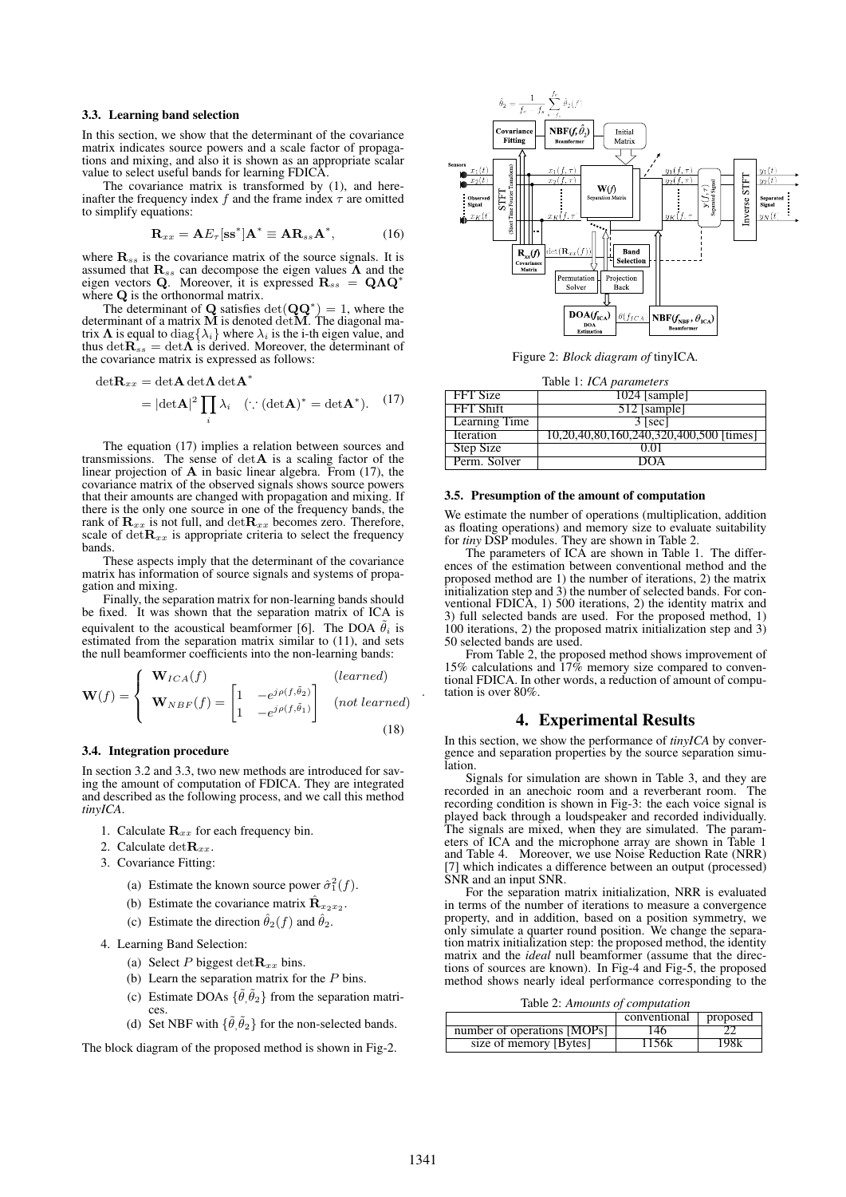### 3.3. Learning band selection

In this section, we show that the determinant of the covariance matrix indicates source powers and a scale factor of propagations and mixing, and also it is shown as an appropriate scalar value to select useful bands for learning FDICA.

The covariance matrix is transformed by (1), and hereinafter the frequency index $f$ and the frame index $\tau$ are omitted to simplify equations:

$$\mathbf{R}_{xx} = \mathbf{A}E_{\tau}[\mathbf{s}\mathbf{s}^{*}]\mathbf{A}^{*} \equiv \mathbf{A}\mathbf{R}_{ss}\mathbf{A}^{*}, \tag{16}$$

where $\mathbf{R}_{ss}$ is the covariance matrix of the source signals. It is assumed that $\mathbf{R}_{ss}$ can decompose the eigen values $\mathbf{\Lambda}$ and the eigen vectors $\mathbf{Q}$. Moreover, it is expressed $\mathbf{R}_{ss} = \mathbf{Q}\mathbf{\Lambda}\mathbf{Q}^{*}$ where $\mathbf{Q}$ is the orthonormal matrix.

The determinant of $\mathbf{Q}$ satisfies $\det(\mathbf{Q}\mathbf{Q}^{*}) = 1$, where the determinant of a matrix $\mathbf{M}$ is denoted $\det\mathbf{M}$. The diagonal matrix $\mathbf{\Lambda}$ is equal to $\mathrm{diag}\{\lambda_i\}$ where $\lambda_i$ is the i-th eigen value, and thus $\det\mathbf{R}_{ss} = \det\mathbf{\Lambda}$ is derived. Moreover, the determinant of the covariance matrix is expressed as follows:

$$\begin{aligned}\det\mathbf{R}_{xx} &= \det\mathbf{A}\det\mathbf{\Lambda}\det\mathbf{A}^{*} \\ &= |\det\mathbf{A}|^2 \prod_i \lambda_i \quad (\because (\det\mathbf{A})^{*} = \det\mathbf{A}^{*}).\end{aligned} \tag{17}$$

The equation (17) implies a relation between sources and transmissions. The sense of $\det\mathbf{A}$ is a scaling factor of the linear projection of $\mathbf{A}$ in basic linear algebra. From (17), the covariance matrix of the observed signals shows source powers that their amounts are changed with propagation and mixing. If there is the only one source in one of the frequency bands, the rank of $\mathbf{R}_{xx}$ is not full, and $\det\mathbf{R}_{xx}$ becomes zero. Therefore, scale of $\det\mathbf{R}_{xx}$ is appropriate criteria to select the frequency bands.

These aspects imply that the determinant of the covariance matrix has information of source signals and systems of propagation and mixing.

Finally, the separation matrix for non-learning bands should be fixed. It was shown that the separation matrix of ICA is equivalent to the acoustical beamformer [6]. The DOA $\tilde{\theta}_i$ is estimated from the separation matrix similar to (11), and sets the null beamformer coefficients into the non-learning bands:

$$\mathbf{W}(f) = \begin{cases} \mathbf{W}_{ICA}(f) & (learned) \\ \mathbf{W}_{NBF}(f) = \begin{bmatrix} 1 & -e^{j\rho(f,\tilde{\theta}_2)} \\ 1 & -e^{j\rho(f,\tilde{\theta}_1)} \end{bmatrix} & (not\ learned) \end{cases}. \tag{18}$$

### 3.4. Integration procedure

In section 3.2 and 3.3, two new methods are introduced for saving the amount of computation of FDICA. They are integrated and described as the following process, and we call this method *tinyICA*.

1. Calculate $\mathbf{R}_{xx}$ for each frequency bin.
2. Calculate $\det\mathbf{R}_{xx}$.
3. Covariance Fitting:
   (a) Estimate the known source power $\hat{\sigma}_1^2(f)$.
   (b) Estimate the covariance matrix $\hat{\mathbf{R}}_{x_2x_2}$.
   (c) Estimate the direction $\hat{\theta}_2(f)$ and $\hat{\theta}_2$.
4. Learning Band Selection:
   (a) Select $P$ biggest $\det\mathbf{R}_{xx}$ bins.
   (b) Learn the separation matrix for the $P$ bins.
   (c) Estimate DOAs $\{\tilde{\theta}, \tilde{\theta}_2\}$ from the separation matrices.
   (d) Set NBF with $\{\tilde{\theta}, \tilde{\theta}_2\}$ for the non-selected bands.

The block diagram of the proposed method is shown in Fig-2.

Figure 2: *Block diagram of* tinyICA.

Table 1: *ICA parameters*

| | |
|---|---|
| FFT Size | 1024 [sample] |
| FFT Shift | 512 [sample] |
| Learning Time | 3 [sec] |
| Iteration | 10,20,40,80,160,240,320,400,500 [times] |
| Step Size | 0.01 |
| Perm. Solver | DOA |

### 3.5. Presumption of the amount of computation

We estimate the number of operations (multiplication, addition as floating operations) and memory size to evaluate suitability for *tiny* DSP modules. They are shown in Table 2.

The parameters of ICA are shown in Table 1. The differences of the estimation between conventional method and the proposed method are 1) the number of iterations, 2) the matrix initialization step and 3) the number of selected bands. For conventional FDICA, 1) 500 iterations, 2) the identity matrix and 3) full selected bands are used. For the proposed method, 1) 100 iterations, 2) the proposed matrix initialization step and 3) 50 selected bands are used.

From Table 2, the proposed method shows improvement of 15% calculations and 17% memory size compared to conventional FDICA. In other words, a reduction of amount of computation is over 80%.

## 4. Experimental Results

In this section, we show the performance of *tinyICA* by convergence and separation properties by the source separation simulation.

Signals for simulation are shown in Table 3, and they are recorded in an anechoic room and a reverberant room. The recording condition is shown in Fig-3: the each voice signal is played back through a loudspeaker and recorded individually. The signals are mixed, when they are simulated. The parameters of ICA and the microphone array are shown in Table 1 and Table 4. Moreover, we use Noise Reduction Rate (NRR) [7] which indicates a difference between an output (processed) SNR and an input SNR.

For the separation matrix initialization, NRR is evaluated in terms of the number of iterations to measure a convergence property, and in addition, based on a position symmetry, we only simulate a quarter round position. We change the separation matrix initialization step: the proposed method, the identity matrix and the *ideal* null beamformer (assume that the directions of sources are known). In Fig-4 and Fig-5, the proposed method shows nearly ideal performance corresponding to the

Table 2: *Amounts of computation*

| | conventional | proposed |
|---|---|---|
| number of operations [MOPs] | 146 | 22 |
| size of memory [Bytes] | 1156k | 198k |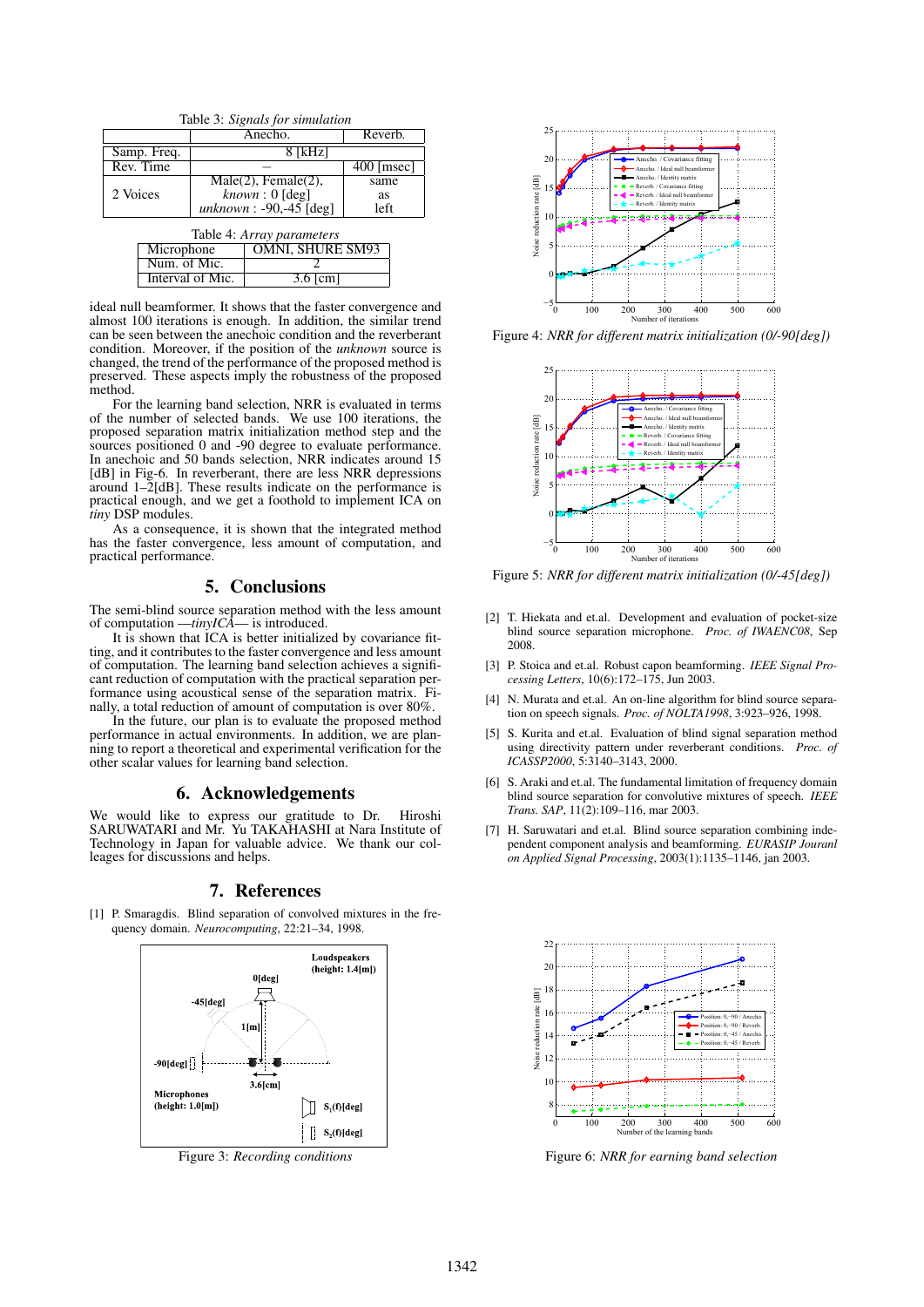Table 3: *Signals for simulation*

| | Anecho. | Reverb. |
|---|---|---|
| Samp. Freq. | 8 [kHz] | |
| Rev. Time | – | 400 [msec] |
| 2 Voices | Male(2), Female(2), *known* : 0 [deg] *unknown* : -90,-45 [deg] | same as left |

Table 4: *Array parameters*

| | |
|---|---|
| Microphone | OMNI, SHURE SM93 |
| Num. of Mic. | 2 |
| Interval of Mic. | 3.6 [cm] |

ideal null beamformer. It shows that the faster convergence and almost 100 iterations is enough. In addition, the similar trend can be seen between the anechoic condition and the reverberant condition. Moreover, if the position of the *unknown* source is changed, the trend of the performance of the proposed method is preserved. These aspects imply the robustness of the proposed method.

For the learning band selection, NRR is evaluated in terms of the number of selected bands. We use 100 iterations, the proposed separation matrix initialization method step and the sources positioned 0 and -90 degree to evaluate performance. In anechoic and 50 bands selection, NRR indicates around 15 [dB] in Fig-6. In reverberant, there are less NRR depressions around 1–2[dB]. These results indicate on the performance is practical enough, and we get a foothold to implement ICA on *tiny* DSP modules.

As a consequence, it is shown that the integrated method has the faster convergence, less amount of computation, and practical performance.

## 5. Conclusions

The semi-blind source separation method with the less amount of computation —*tinyICA*— is introduced.

It is shown that ICA is better initialized by covariance fitting, and it contributes to the faster convergence and less amount of computation. The learning band selection achieves a significant reduction of computation with the practical separation performance using acoustical sense of the separation matrix. Finally, a total reduction of amount of computation is over 80%.

In the future, our plan is to evaluate the proposed method performance in actual environments. In addition, we are planning to report a theoretical and experimental verification for the other scalar values for learning band selection.

## 6. Acknowledgements

We would like to express our gratitude to Dr. Hiroshi SARUWATARI and Mr. Yu TAKAHASHI at Nara Institute of Technology in Japan for valuable advice. We thank our colleages for discussions and helps.

## 7. References

[1] P. Smaragdis. Blind separation of convolved mixtures in the frequency domain. *Neurocomputing*, 22:21–34, 1998.

[2] T. Hiekata and et.al. Development and evaluation of pocket-size blind source separation microphone. *Proc. of IWAENC08*, Sep 2008.

[3] P. Stoica and et.al. Robust capon beamforming. *IEEE Signal Processing Letters*, 10(6):172–175, Jun 2003.

[4] N. Murata and et.al. An on-line algorithm for blind source separation on speech signals. *Proc. of NOLTA1998*, 3:923–926, 1998.

[5] S. Kurita and et.al. Evaluation of blind signal separation method using directivity pattern under reverberant conditions. *Proc. of ICASSP2000*, 5:3140–3143, 2000.

[6] S. Araki and et.al. The fundamental limitation of frequency domain blind source separation for convolutive mixtures of speech. *IEEE Trans. SAP*, 11(2):109–116, mar 2003.

[7] H. Saruwatari and et.al. Blind source separation combining independent component analysis and beamforming. *EURASIP Jouranl on Applied Signal Processing*, 2003(1):1135–1146, jan 2003.

Loudspeakers (height: 1.4[m])
0[deg]
-45[deg]
1[m]
-90[deg]
3.6[cm]
Microphones (height: 1.0[m])
$S_1(f)$[deg]
$S_2(f)$[deg]

Figure 3: *Recording conditions*

Noise reduction rate [dB]
Number of iterations
Anecho. / Covariance fitting
Anecho. / Ideal null beamformer
Anecho. / Identity matrix
Reverb. / Covariance fitting
Reverb. / Ideal null beamformer
Reverb. / Identity matrix

Figure 4: *NRR for different matrix initialization (0/-90[deg])*

Noise reduction rate [dB]
Number of iterations
Anecho. / Covariance fitting
Anecho. / Ideal null beamformer
Anecho. / Identity matrix
Reverb. / Covariance fitting
Reverb. / Ideal null beamformer
Reverb. / Identity matrix

Figure 5: *NRR for different matrix initialization (0/-45[deg])*

Noise reduction rate [dB]
Number of the learning bands
Position: 0,−90 / Anecho.
Position: 0,−90 / Reverb.
Position: 0,−45 / Anecho.
Position: 0,−45 / Reverb.

Figure 6: *NRR for earning band selection*